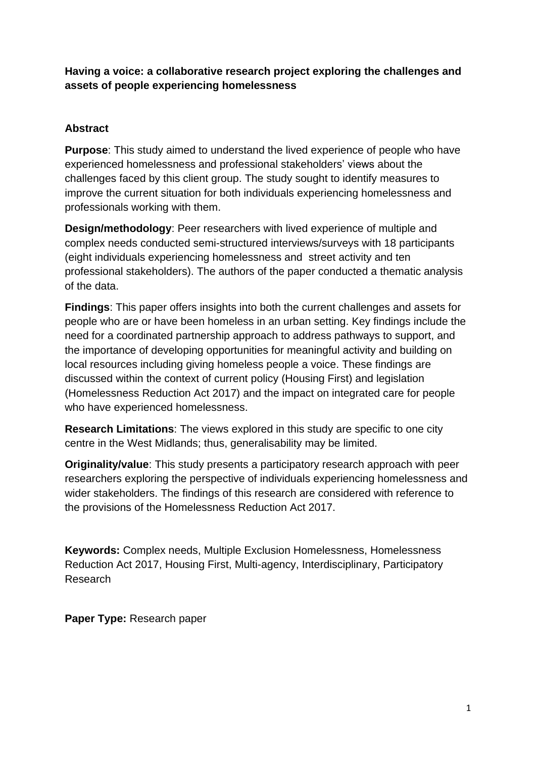**Having a voice: a collaborative research project exploring the challenges and assets of people experiencing homelessness**

## Abstract

**Purpose**: This study aimed to understand the lived experience of people who have experienced homelessness and professional stakeholders' views about the challenges faced by this client group. The study sought to identify measures to improve the current situation for both individuals experiencing homelessness and professionals working with them.

**Design/methodology**: Peer researchers with lived experience of multiple and complex needs conducted semi-structured interviews/surveys with 18 participants (eight individuals experiencing homelessness and street activity and ten professional stakeholders). The authors of the paper conducted a thematic analysis of the data.

**Findings**: This paper offers insights into both the current challenges and assets for people who are or have been homeless in an urban setting. Key findings include the need for a coordinated partnership approach to address pathways to support, and the importance of developing opportunities for meaningful activity and building on local resources including giving homeless people a voice. These findings are discussed within the context of current policy (Housing First) and legislation (Homelessness Reduction Act 2017) and the impact on integrated care for people who have experienced homelessness.

**Research Limitations**: The views explored in this study are specific to one city centre in the West Midlands; thus, generalisability may be limited.

**Originality/value**: This study presents a participatory research approach with peer researchers exploring the perspective of individuals experiencing homelessness and wider stakeholders. The findings of this research are considered with reference to the provisions of the Homelessness Reduction Act 2017.

**Keywords:** Complex needs, Multiple Exclusion Homelessness, Homelessness Reduction Act 2017, Housing First, Multi-agency, Interdisciplinary, Participatory Research

**Paper Type:** Research paper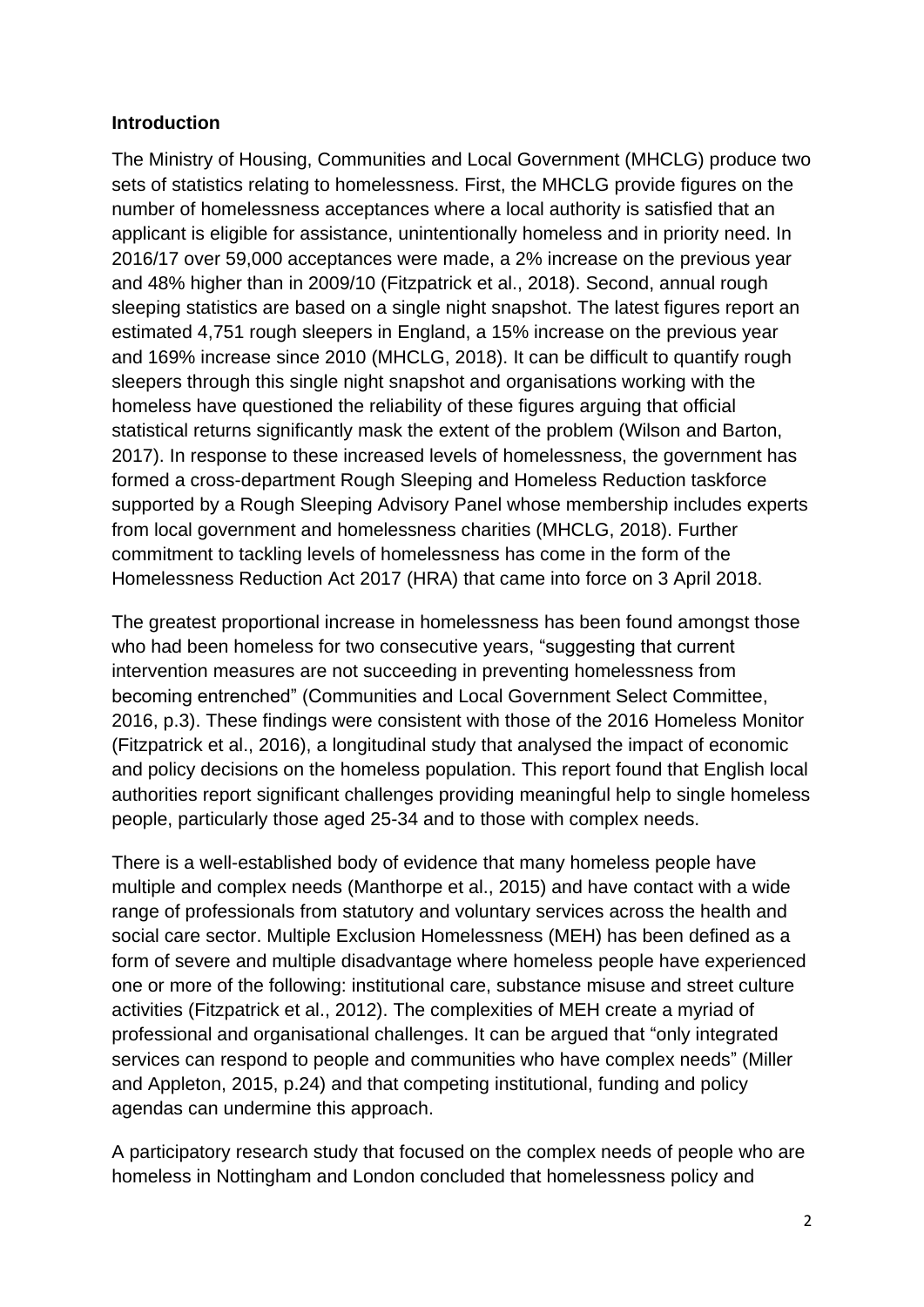**Introduction**

The Ministry of Housing, Communities and Local Government (MHCLG) produce two sets of statistics relating to homelessness. First, the MHCLG provide figures on the number of homelessness acceptances where a local authority is satisfied that an applicant is eligible for assistance, unintentionally homeless and in priority need. In 2016/17 over 59,000 acceptances were made, a 2% increase on the previous year and 48% higher than in 2009/10 (Fitzpatrick et al., 2018). Second, annual rough sleeping statistics are based on a single night snapshot. The latest figures report an estimated 4,751 rough sleepers in England, a 15% increase on the previous year and 169% increase since 2010 (MHCLG, 2018). It can be difficult to quantify rough sleepers through this single night snapshot and organisations working with the homeless have questioned the reliability of these figures arguing that official statistical returns significantly mask the extent of the problem (Wilson and Barton, 2017). In response to these increased levels of homelessness, the government has formed a cross-department Rough Sleeping and Homeless Reduction taskforce supported by a Rough Sleeping Advisory Panel whose membership includes experts from local government and homelessness charities (MHCLG, 2018). Further commitment to tackling levels of homelessness has come in the form of the Homelessness Reduction Act 2017 (HRA) that came into force on 3 April 2018.

The greatest proportional increase in homelessness has been found amongst those who had been homeless for two consecutive years, "suggesting that current intervention measures are not succeeding in preventing homelessness from becoming entrenched" (Communities and Local Government Select Committee, 2016, p.3). These findings were consistent with those of the 2016 Homeless Monitor (Fitzpatrick et al., 2016), a longitudinal study that analysed the impact of economic and policy decisions on the homeless population. This report found that English local authorities report significant challenges providing meaningful help to single homeless people, particularly those aged 25-34 and to those with complex needs.

There is a well-established body of evidence that many homeless people have multiple and complex needs (Manthorpe et al., 2015) and have contact with a wide range of professionals from statutory and voluntary services across the health and social care sector. Multiple Exclusion Homelessness (MEH) has been defined as a form of severe and multiple disadvantage where homeless people have experienced one or more of the following: institutional care, substance misuse and street culture activities (Fitzpatrick et al., 2012). The complexities of MEH create a myriad of professional and organisational challenges. It can be argued that "only integrated services can respond to people and communities who have complex needs" (Miller and Appleton, 2015, p.24) and that competing institutional, funding and policy agendas can undermine this approach.

A participatory research study that focused on the complex needs of people who are homeless in Nottingham and London concluded that homelessness policy and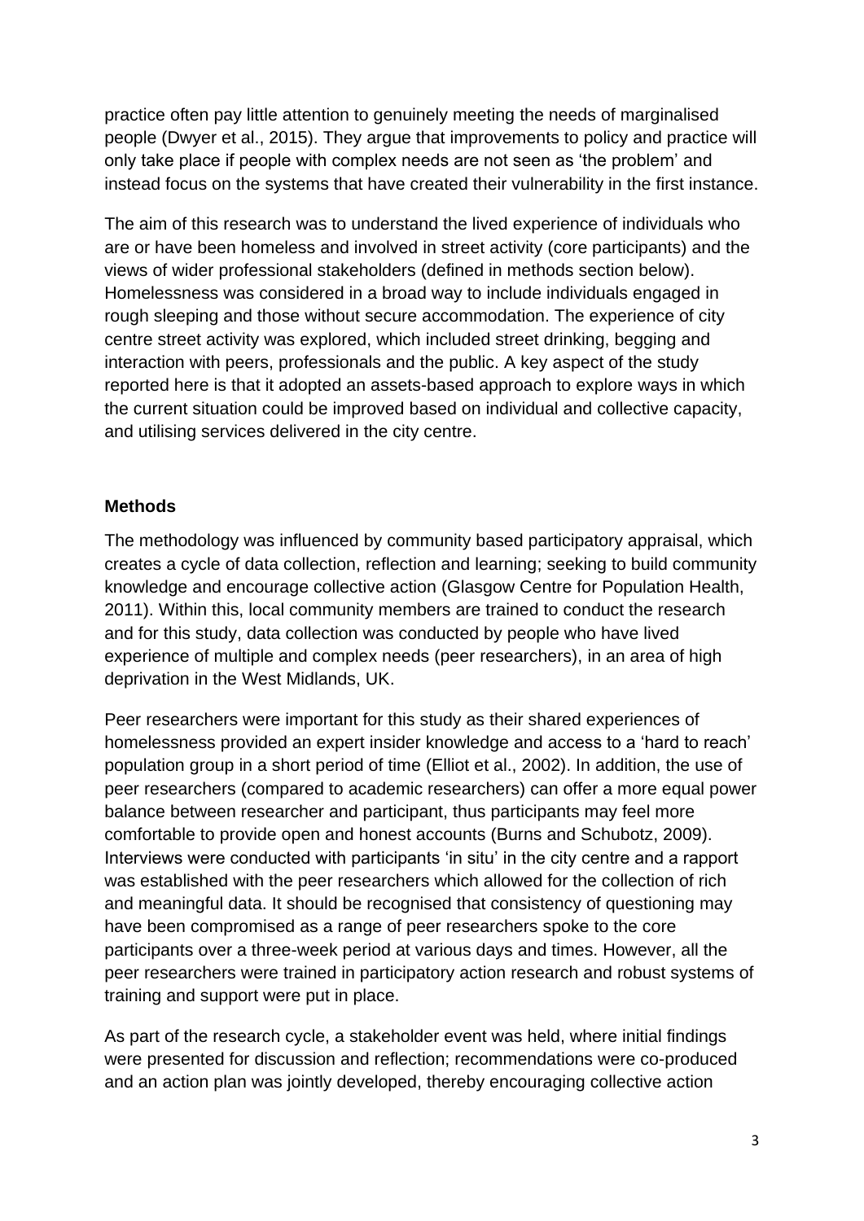practice often pay little attention to genuinely meeting the needs of marginalised people (Dwyer et al., 2015). They argue that improvements to policy and practice will only take place if people with complex needs are not seen as 'the problem' and instead focus on the systems that have created their vulnerability in the first instance.

The aim of this research was to understand the lived experience of individuals who are or have been homeless and involved in street activity (core participants) and the views of wider professional stakeholders (defined in methods section below). Homelessness was considered in a broad way to include individuals engaged in rough sleeping and those without secure accommodation. The experience of city centre street activity was explored, which included street drinking, begging and interaction with peers, professionals and the public. A key aspect of the study reported here is that it adopted an assets-based approach to explore ways in which the current situation could be improved based on individual and collective capacity, and utilising services delivered in the city centre.

## Methods

The methodology was influenced by community based participatory appraisal, which creates a cycle of data collection, reflection and learning; seeking to build community knowledge and encourage collective action (Glasgow Centre for Population Health, 2011). Within this, local community members are trained to conduct the research and for this study, data collection was conducted by people who have lived experience of multiple and complex needs (peer researchers), in an area of high deprivation in the West Midlands, UK.

Peer researchers were important for this study as their shared experiences of homelessness provided an expert insider knowledge and access to a 'hard to reach' population group in a short period of time (Elliot et al., 2002). In addition, the use of peer researchers (compared to academic researchers) can offer a more equal power balance between researcher and participant, thus participants may feel more comfortable to provide open and honest accounts (Burns and Schubotz, 2009). Interviews were conducted with participants 'in situ' in the city centre and a rapport was established with the peer researchers which allowed for the collection of rich and meaningful data. It should be recognised that consistency of questioning may have been compromised as a range of peer researchers spoke to the core participants over a three-week period at various days and times. However, all the peer researchers were trained in participatory action research and robust systems of training and support were put in place.

As part of the research cycle, a stakeholder event was held, where initial findings were presented for discussion and reflection; recommendations were co-produced and an action plan was jointly developed, thereby encouraging collective action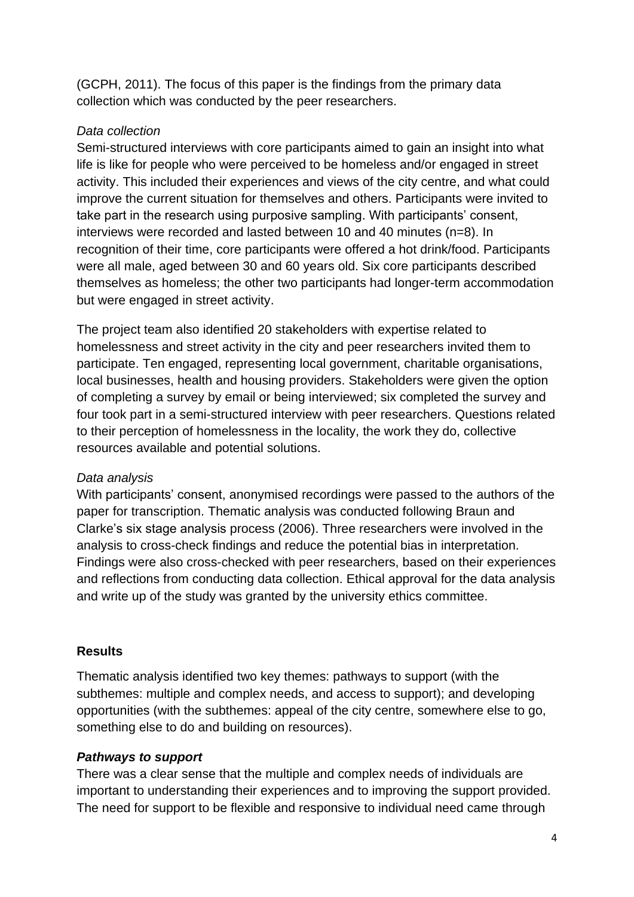(GCPH, 2011). The focus of this paper is the findings from the primary data collection which was conducted by the peer researchers.

*Data collection*

Semi-structured interviews with core participants aimed to gain an insight into what life is like for people who were perceived to be homeless and/or engaged in street activity. This included their experiences and views of the city centre, and what could improve the current situation for themselves and others. Participants were invited to take part in the research using purposive sampling. With participants' consent, interviews were recorded and lasted between 10 and 40 minutes (n=8). In recognition of their time, core participants were offered a hot drink/food. Participants were all male, aged between 30 and 60 years old. Six core participants described themselves as homeless; the other two participants had longer-term accommodation but were engaged in street activity.

The project team also identified 20 stakeholders with expertise related to homelessness and street activity in the city and peer researchers invited them to participate. Ten engaged, representing local government, charitable organisations, local businesses, health and housing providers. Stakeholders were given the option of completing a survey by email or being interviewed; six completed the survey and four took part in a semi-structured interview with peer researchers. Questions related to their perception of homelessness in the locality, the work they do, collective resources available and potential solutions.

*Data analysis*

With participants' consent, anonymised recordings were passed to the authors of the paper for transcription. Thematic analysis was conducted following Braun and Clarke's six stage analysis process (2006). Three researchers were involved in the analysis to cross-check findings and reduce the potential bias in interpretation. Findings were also cross-checked with peer researchers, based on their experiences and reflections from conducting data collection. Ethical approval for the data analysis and write up of the study was granted by the university ethics committee.

## Results

Thematic analysis identified two key themes: pathways to support (with the subthemes: multiple and complex needs, and access to support); and developing opportunities (with the subthemes: appeal of the city centre, somewhere else to go, something else to do and building on resources).

### *Pathways to support*

There was a clear sense that the multiple and complex needs of individuals are important to understanding their experiences and to improving the support provided. The need for support to be flexible and responsive to individual need came through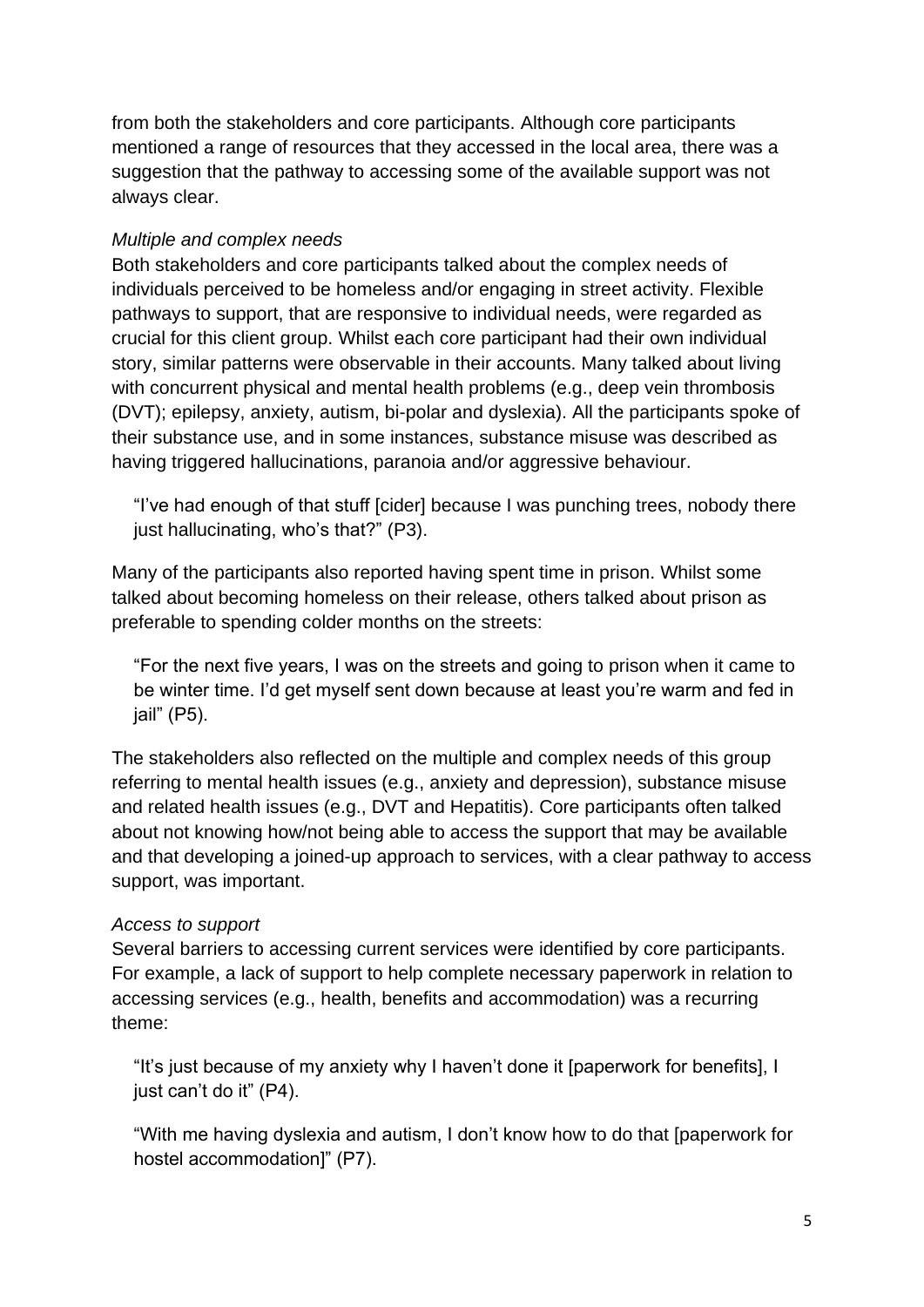from both the stakeholders and core participants. Although core participants mentioned a range of resources that they accessed in the local area, there was a suggestion that the pathway to accessing some of the available support was not always clear.

*Multiple and complex needs*

Both stakeholders and core participants talked about the complex needs of individuals perceived to be homeless and/or engaging in street activity. Flexible pathways to support, that are responsive to individual needs, were regarded as crucial for this client group. Whilst each core participant had their own individual story, similar patterns were observable in their accounts. Many talked about living with concurrent physical and mental health problems (e.g., deep vein thrombosis (DVT); epilepsy, anxiety, autism, bi-polar and dyslexia). All the participants spoke of their substance use, and in some instances, substance misuse was described as having triggered hallucinations, paranoia and/or aggressive behaviour.

> "I've had enough of that stuff [cider] because I was punching trees, nobody there just hallucinating, who's that?" (P3).

Many of the participants also reported having spent time in prison. Whilst some talked about becoming homeless on their release, others talked about prison as preferable to spending colder months on the streets:

> "For the next five years, I was on the streets and going to prison when it came to be winter time. I'd get myself sent down because at least you're warm and fed in jail" (P5).

The stakeholders also reflected on the multiple and complex needs of this group referring to mental health issues (e.g., anxiety and depression), substance misuse and related health issues (e.g., DVT and Hepatitis). Core participants often talked about not knowing how/not being able to access the support that may be available and that developing a joined-up approach to services, with a clear pathway to access support, was important.

*Access to support*

Several barriers to accessing current services were identified by core participants. For example, a lack of support to help complete necessary paperwork in relation to accessing services (e.g., health, benefits and accommodation) was a recurring theme:

> "It's just because of my anxiety why I haven't done it [paperwork for benefits], I just can't do it" (P4).

> "With me having dyslexia and autism, I don't know how to do that [paperwork for hostel accommodation]" (P7).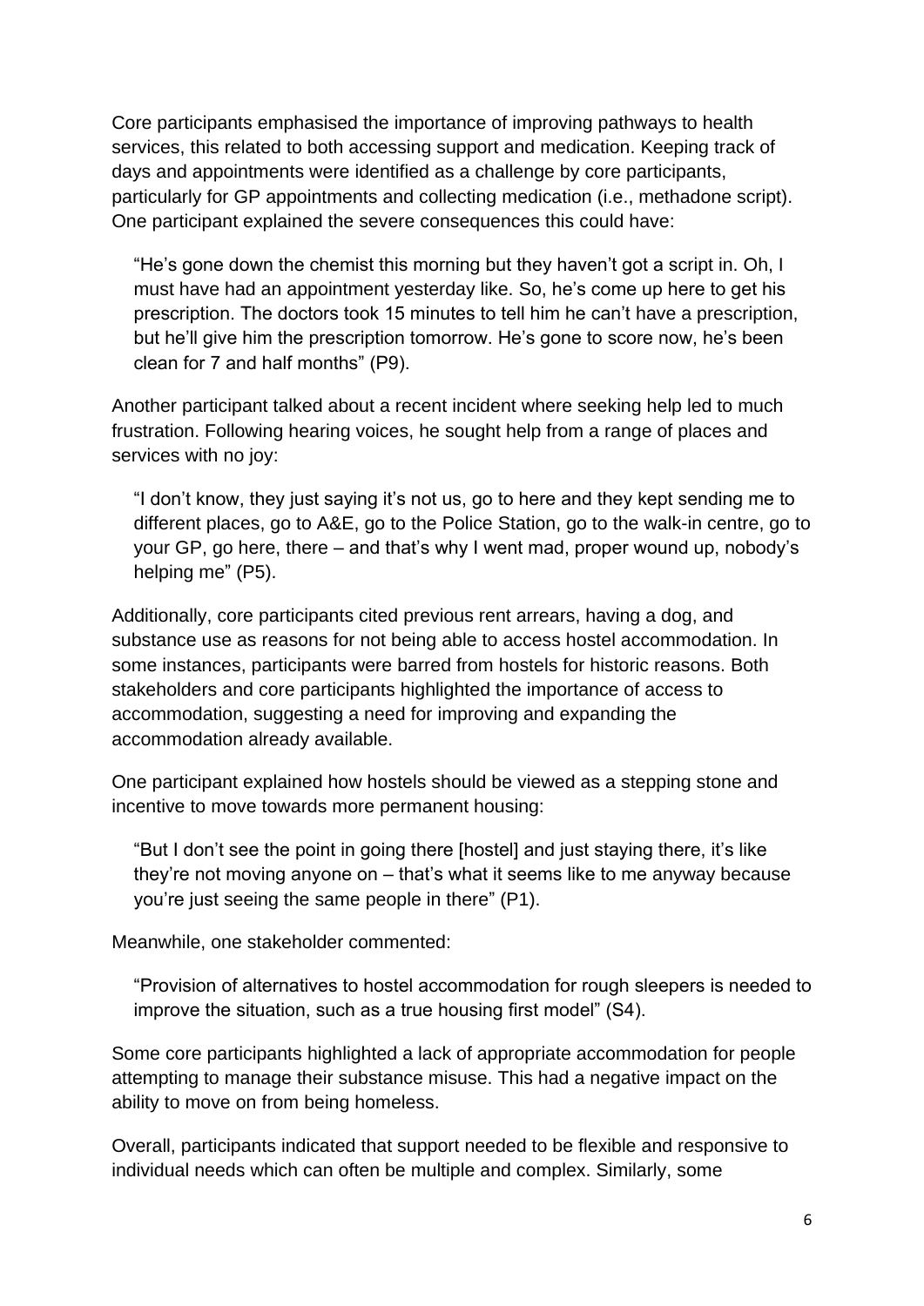Core participants emphasised the importance of improving pathways to health services, this related to both accessing support and medication. Keeping track of days and appointments were identified as a challenge by core participants, particularly for GP appointments and collecting medication (i.e., methadone script). One participant explained the severe consequences this could have:

> "He's gone down the chemist this morning but they haven't got a script in. Oh, I must have had an appointment yesterday like. So, he's come up here to get his prescription. The doctors took 15 minutes to tell him he can't have a prescription, but he'll give him the prescription tomorrow. He's gone to score now, he's been clean for 7 and half months" (P9).

Another participant talked about a recent incident where seeking help led to much frustration. Following hearing voices, he sought help from a range of places and services with no joy:

> "I don't know, they just saying it's not us, go to here and they kept sending me to different places, go to A&E, go to the Police Station, go to the walk-in centre, go to your GP, go here, there – and that's why I went mad, proper wound up, nobody's helping me" (P5).

Additionally, core participants cited previous rent arrears, having a dog, and substance use as reasons for not being able to access hostel accommodation. In some instances, participants were barred from hostels for historic reasons. Both stakeholders and core participants highlighted the importance of access to accommodation, suggesting a need for improving and expanding the accommodation already available.

One participant explained how hostels should be viewed as a stepping stone and incentive to move towards more permanent housing:

> "But I don't see the point in going there [hostel] and just staying there, it's like they're not moving anyone on – that's what it seems like to me anyway because you're just seeing the same people in there" (P1).

Meanwhile, one stakeholder commented:

> "Provision of alternatives to hostel accommodation for rough sleepers is needed to improve the situation, such as a true housing first model" (S4).

Some core participants highlighted a lack of appropriate accommodation for people attempting to manage their substance misuse. This had a negative impact on the ability to move on from being homeless.

Overall, participants indicated that support needed to be flexible and responsive to individual needs which can often be multiple and complex. Similarly, some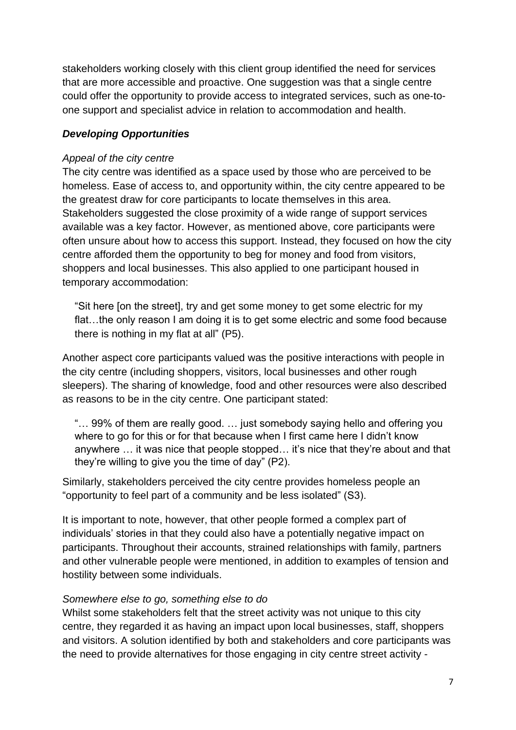stakeholders working closely with this client group identified the need for services that are more accessible and proactive. One suggestion was that a single centre could offer the opportunity to provide access to integrated services, such as one-to-one support and specialist advice in relation to accommodation and health.

***Developing Opportunities***

*Appeal of the city centre*

The city centre was identified as a space used by those who are perceived to be homeless. Ease of access to, and opportunity within, the city centre appeared to be the greatest draw for core participants to locate themselves in this area. Stakeholders suggested the close proximity of a wide range of support services available was a key factor. However, as mentioned above, core participants were often unsure about how to access this support. Instead, they focused on how the city centre afforded them the opportunity to beg for money and food from visitors, shoppers and local businesses. This also applied to one participant housed in temporary accommodation:

> "Sit here [on the street], try and get some money to get some electric for my flat…the only reason I am doing it is to get some electric and some food because there is nothing in my flat at all" (P5).

Another aspect core participants valued was the positive interactions with people in the city centre (including shoppers, visitors, local businesses and other rough sleepers). The sharing of knowledge, food and other resources were also described as reasons to be in the city centre. One participant stated:

> "… 99% of them are really good. … just somebody saying hello and offering you where to go for this or for that because when I first came here I didn't know anywhere … it was nice that people stopped… it's nice that they're about and that they're willing to give you the time of day" (P2).

Similarly, stakeholders perceived the city centre provides homeless people an "opportunity to feel part of a community and be less isolated" (S3).

It is important to note, however, that other people formed a complex part of individuals' stories in that they could also have a potentially negative impact on participants. Throughout their accounts, strained relationships with family, partners and other vulnerable people were mentioned, in addition to examples of tension and hostility between some individuals.

*Somewhere else to go, something else to do*

Whilst some stakeholders felt that the street activity was not unique to this city centre, they regarded it as having an impact upon local businesses, staff, shoppers and visitors. A solution identified by both and stakeholders and core participants was the need to provide alternatives for those engaging in city centre street activity -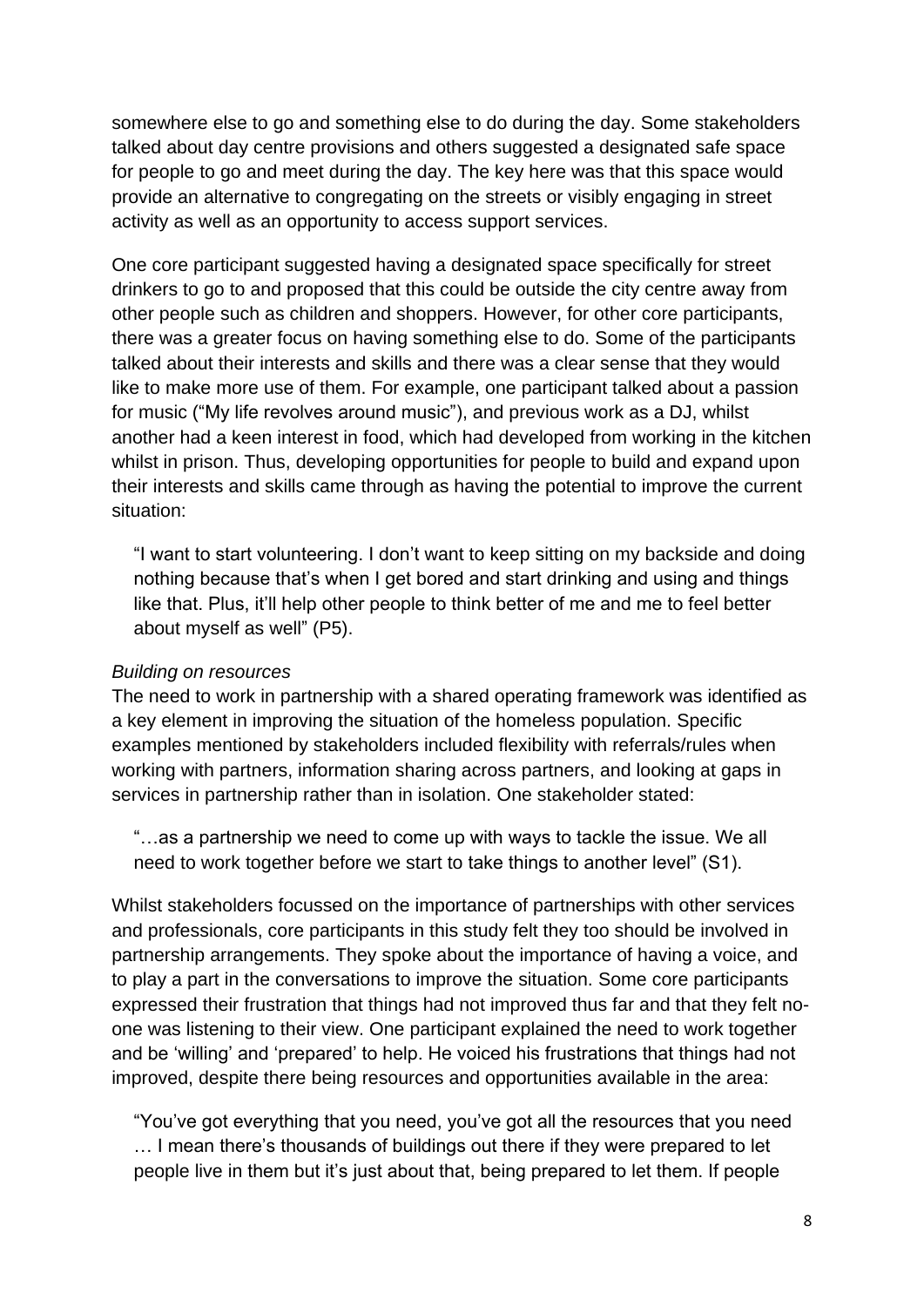somewhere else to go and something else to do during the day. Some stakeholders talked about day centre provisions and others suggested a designated safe space for people to go and meet during the day. The key here was that this space would provide an alternative to congregating on the streets or visibly engaging in street activity as well as an opportunity to access support services.

One core participant suggested having a designated space specifically for street drinkers to go to and proposed that this could be outside the city centre away from other people such as children and shoppers. However, for other core participants, there was a greater focus on having something else to do. Some of the participants talked about their interests and skills and there was a clear sense that they would like to make more use of them. For example, one participant talked about a passion for music ("My life revolves around music"), and previous work as a DJ, whilst another had a keen interest in food, which had developed from working in the kitchen whilst in prison. Thus, developing opportunities for people to build and expand upon their interests and skills came through as having the potential to improve the current situation:

> "I want to start volunteering. I don't want to keep sitting on my backside and doing nothing because that's when I get bored and start drinking and using and things like that. Plus, it'll help other people to think better of me and me to feel better about myself as well" (P5).

*Building on resources*

The need to work in partnership with a shared operating framework was identified as a key element in improving the situation of the homeless population. Specific examples mentioned by stakeholders included flexibility with referrals/rules when working with partners, information sharing across partners, and looking at gaps in services in partnership rather than in isolation. One stakeholder stated:

> "…as a partnership we need to come up with ways to tackle the issue. We all need to work together before we start to take things to another level" (S1).

Whilst stakeholders focussed on the importance of partnerships with other services and professionals, core participants in this study felt they too should be involved in partnership arrangements. They spoke about the importance of having a voice, and to play a part in the conversations to improve the situation. Some core participants expressed their frustration that things had not improved thus far and that they felt no-one was listening to their view. One participant explained the need to work together and be 'willing' and 'prepared' to help. He voiced his frustrations that things had not improved, despite there being resources and opportunities available in the area:

> "You've got everything that you need, you've got all the resources that you need … I mean there's thousands of buildings out there if they were prepared to let people live in them but it's just about that, being prepared to let them. If people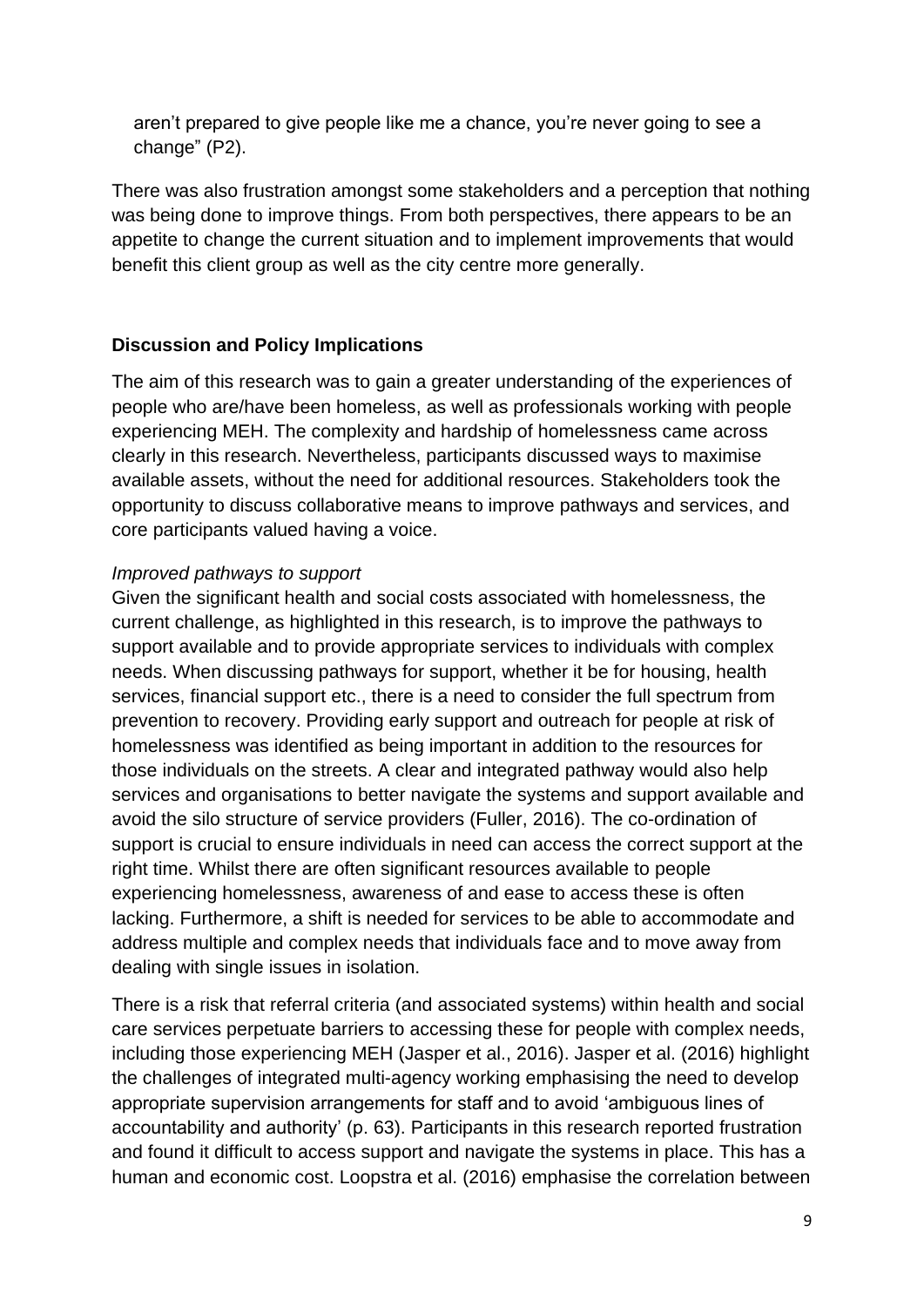aren't prepared to give people like me a chance, you're never going to see a change" (P2).

There was also frustration amongst some stakeholders and a perception that nothing was being done to improve things. From both perspectives, there appears to be an appetite to change the current situation and to implement improvements that would benefit this client group as well as the city centre more generally.

## Discussion and Policy Implications

The aim of this research was to gain a greater understanding of the experiences of people who are/have been homeless, as well as professionals working with people experiencing MEH. The complexity and hardship of homelessness came across clearly in this research. Nevertheless, participants discussed ways to maximise available assets, without the need for additional resources. Stakeholders took the opportunity to discuss collaborative means to improve pathways and services, and core participants valued having a voice.

*Improved pathways to support*

Given the significant health and social costs associated with homelessness, the current challenge, as highlighted in this research, is to improve the pathways to support available and to provide appropriate services to individuals with complex needs. When discussing pathways for support, whether it be for housing, health services, financial support etc., there is a need to consider the full spectrum from prevention to recovery. Providing early support and outreach for people at risk of homelessness was identified as being important in addition to the resources for those individuals on the streets. A clear and integrated pathway would also help services and organisations to better navigate the systems and support available and avoid the silo structure of service providers (Fuller, 2016). The co-ordination of support is crucial to ensure individuals in need can access the correct support at the right time. Whilst there are often significant resources available to people experiencing homelessness, awareness of and ease to access these is often lacking. Furthermore, a shift is needed for services to be able to accommodate and address multiple and complex needs that individuals face and to move away from dealing with single issues in isolation.

There is a risk that referral criteria (and associated systems) within health and social care services perpetuate barriers to accessing these for people with complex needs, including those experiencing MEH (Jasper et al., 2016). Jasper et al. (2016) highlight the challenges of integrated multi-agency working emphasising the need to develop appropriate supervision arrangements for staff and to avoid 'ambiguous lines of accountability and authority' (p. 63). Participants in this research reported frustration and found it difficult to access support and navigate the systems in place. This has a human and economic cost. Loopstra et al. (2016) emphasise the correlation between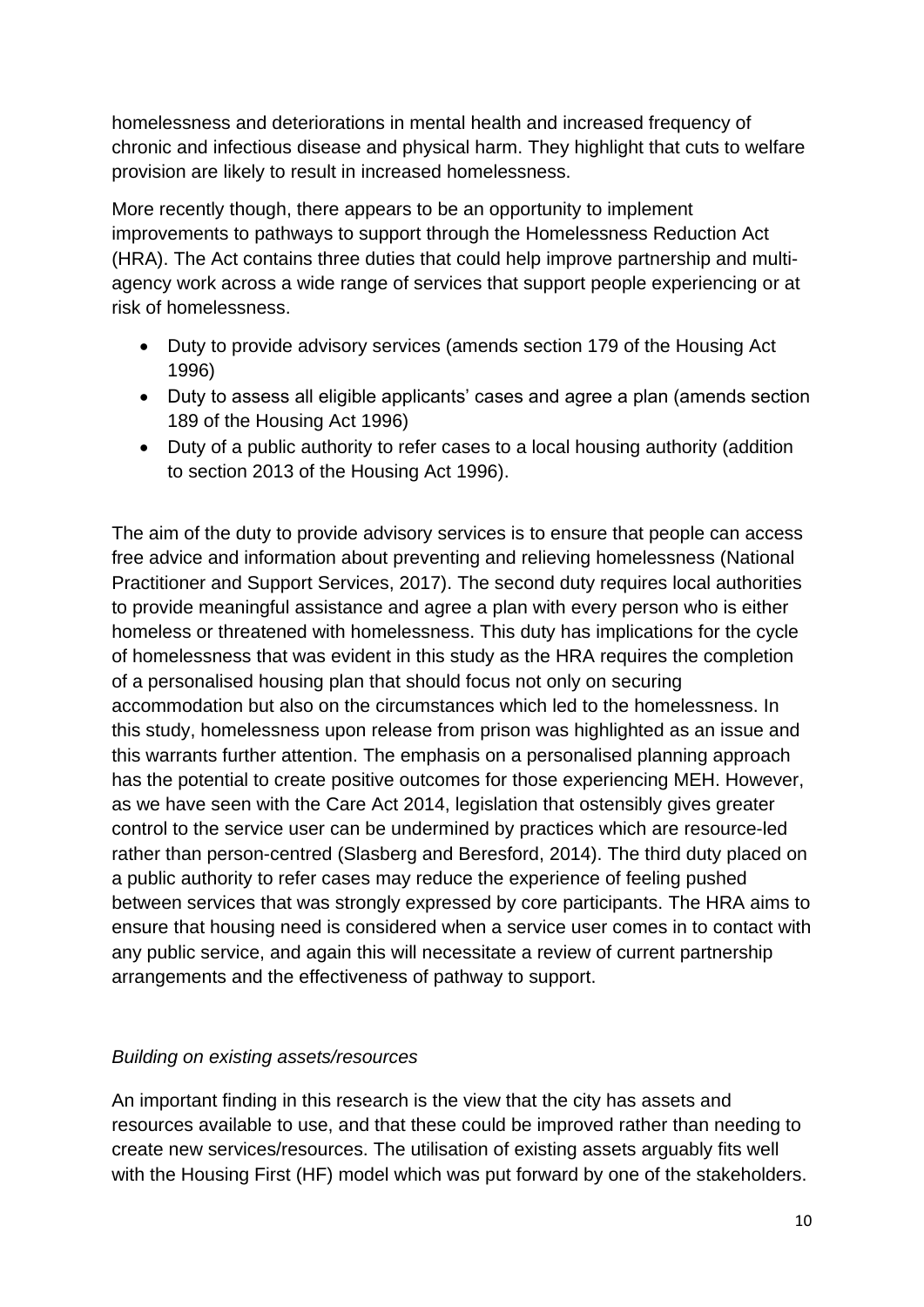homelessness and deteriorations in mental health and increased frequency of chronic and infectious disease and physical harm. They highlight that cuts to welfare provision are likely to result in increased homelessness.

More recently though, there appears to be an opportunity to implement improvements to pathways to support through the Homelessness Reduction Act (HRA). The Act contains three duties that could help improve partnership and multi-agency work across a wide range of services that support people experiencing or at risk of homelessness.

- Duty to provide advisory services (amends section 179 of the Housing Act 1996)
- Duty to assess all eligible applicants' cases and agree a plan (amends section 189 of the Housing Act 1996)
- Duty of a public authority to refer cases to a local housing authority (addition to section 2013 of the Housing Act 1996).

The aim of the duty to provide advisory services is to ensure that people can access free advice and information about preventing and relieving homelessness (National Practitioner and Support Services, 2017). The second duty requires local authorities to provide meaningful assistance and agree a plan with every person who is either homeless or threatened with homelessness. This duty has implications for the cycle of homelessness that was evident in this study as the HRA requires the completion of a personalised housing plan that should focus not only on securing accommodation but also on the circumstances which led to the homelessness. In this study, homelessness upon release from prison was highlighted as an issue and this warrants further attention. The emphasis on a personalised planning approach has the potential to create positive outcomes for those experiencing MEH. However, as we have seen with the Care Act 2014, legislation that ostensibly gives greater control to the service user can be undermined by practices which are resource-led rather than person-centred (Slasberg and Beresford, 2014). The third duty placed on a public authority to refer cases may reduce the experience of feeling pushed between services that was strongly expressed by core participants. The HRA aims to ensure that housing need is considered when a service user comes in to contact with any public service, and again this will necessitate a review of current partnership arrangements and the effectiveness of pathway to support.

*Building on existing assets/resources*

An important finding in this research is the view that the city has assets and resources available to use, and that these could be improved rather than needing to create new services/resources. The utilisation of existing assets arguably fits well with the Housing First (HF) model which was put forward by one of the stakeholders.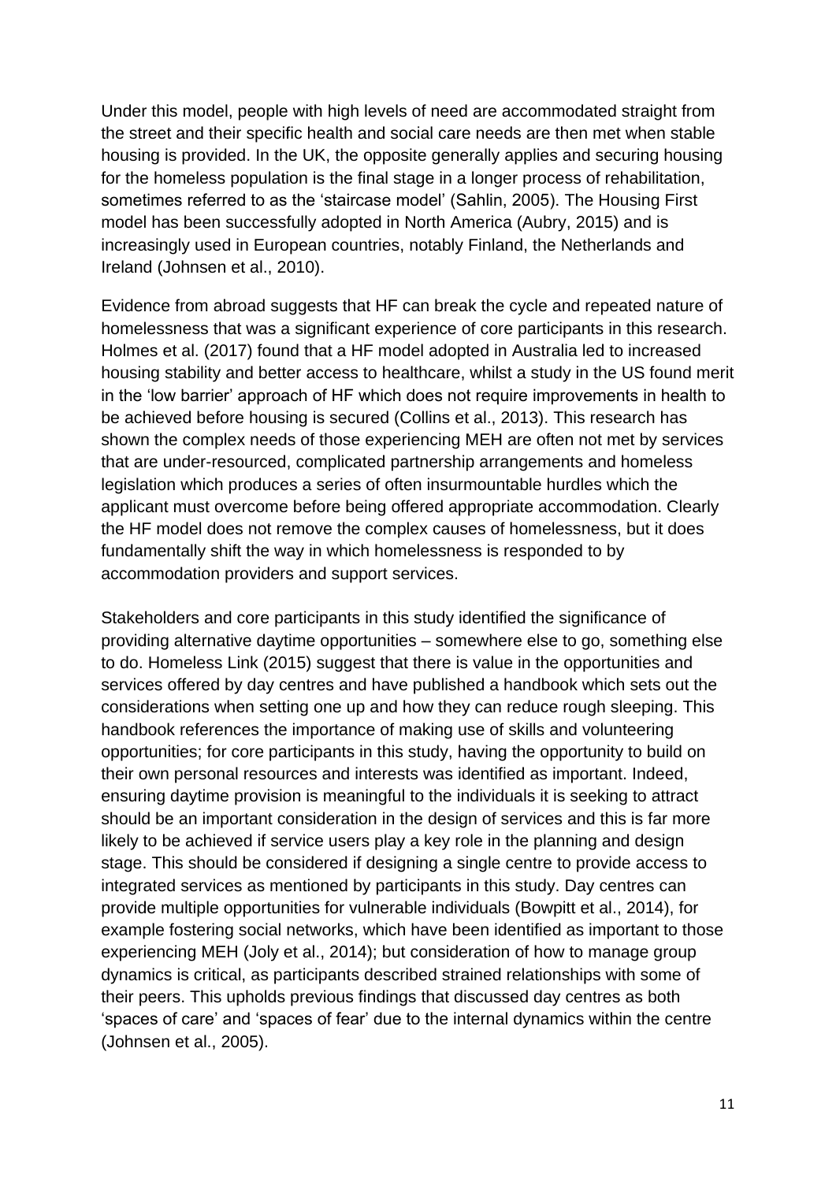Under this model, people with high levels of need are accommodated straight from the street and their specific health and social care needs are then met when stable housing is provided. In the UK, the opposite generally applies and securing housing for the homeless population is the final stage in a longer process of rehabilitation, sometimes referred to as the 'staircase model' (Sahlin, 2005). The Housing First model has been successfully adopted in North America (Aubry, 2015) and is increasingly used in European countries, notably Finland, the Netherlands and Ireland (Johnsen et al., 2010).

Evidence from abroad suggests that HF can break the cycle and repeated nature of homelessness that was a significant experience of core participants in this research. Holmes et al. (2017) found that a HF model adopted in Australia led to increased housing stability and better access to healthcare, whilst a study in the US found merit in the 'low barrier' approach of HF which does not require improvements in health to be achieved before housing is secured (Collins et al., 2013). This research has shown the complex needs of those experiencing MEH are often not met by services that are under-resourced, complicated partnership arrangements and homeless legislation which produces a series of often insurmountable hurdles which the applicant must overcome before being offered appropriate accommodation. Clearly the HF model does not remove the complex causes of homelessness, but it does fundamentally shift the way in which homelessness is responded to by accommodation providers and support services.

Stakeholders and core participants in this study identified the significance of providing alternative daytime opportunities – somewhere else to go, something else to do. Homeless Link (2015) suggest that there is value in the opportunities and services offered by day centres and have published a handbook which sets out the considerations when setting one up and how they can reduce rough sleeping. This handbook references the importance of making use of skills and volunteering opportunities; for core participants in this study, having the opportunity to build on their own personal resources and interests was identified as important. Indeed, ensuring daytime provision is meaningful to the individuals it is seeking to attract should be an important consideration in the design of services and this is far more likely to be achieved if service users play a key role in the planning and design stage. This should be considered if designing a single centre to provide access to integrated services as mentioned by participants in this study. Day centres can provide multiple opportunities for vulnerable individuals (Bowpitt et al., 2014), for example fostering social networks, which have been identified as important to those experiencing MEH (Joly et al., 2014); but consideration of how to manage group dynamics is critical, as participants described strained relationships with some of their peers. This upholds previous findings that discussed day centres as both 'spaces of care' and 'spaces of fear' due to the internal dynamics within the centre (Johnsen et al., 2005).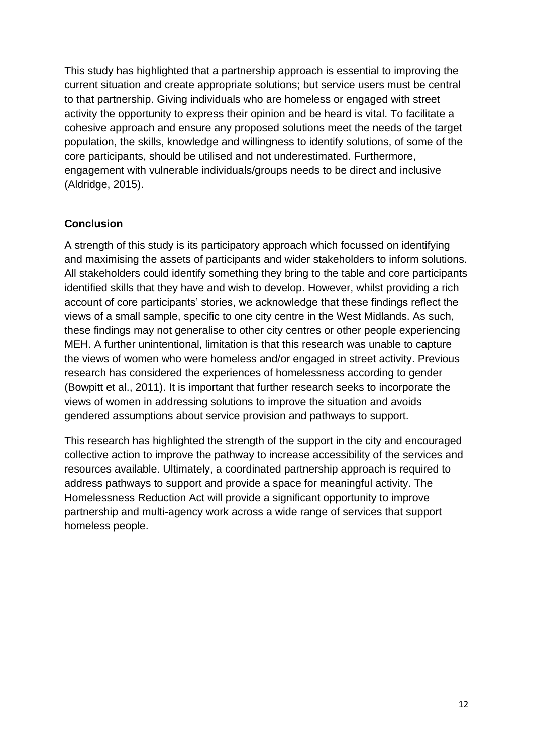This study has highlighted that a partnership approach is essential to improving the current situation and create appropriate solutions; but service users must be central to that partnership. Giving individuals who are homeless or engaged with street activity the opportunity to express their opinion and be heard is vital. To facilitate a cohesive approach and ensure any proposed solutions meet the needs of the target population, the skills, knowledge and willingness to identify solutions, of some of the core participants, should be utilised and not underestimated. Furthermore, engagement with vulnerable individuals/groups needs to be direct and inclusive (Aldridge, 2015).

## Conclusion

A strength of this study is its participatory approach which focussed on identifying and maximising the assets of participants and wider stakeholders to inform solutions. All stakeholders could identify something they bring to the table and core participants identified skills that they have and wish to develop. However, whilst providing a rich account of core participants' stories, we acknowledge that these findings reflect the views of a small sample, specific to one city centre in the West Midlands. As such, these findings may not generalise to other city centres or other people experiencing MEH. A further unintentional, limitation is that this research was unable to capture the views of women who were homeless and/or engaged in street activity. Previous research has considered the experiences of homelessness according to gender (Bowpitt et al., 2011). It is important that further research seeks to incorporate the views of women in addressing solutions to improve the situation and avoids gendered assumptions about service provision and pathways to support.

This research has highlighted the strength of the support in the city and encouraged collective action to improve the pathway to increase accessibility of the services and resources available. Ultimately, a coordinated partnership approach is required to address pathways to support and provide a space for meaningful activity. The Homelessness Reduction Act will provide a significant opportunity to improve partnership and multi-agency work across a wide range of services that support homeless people.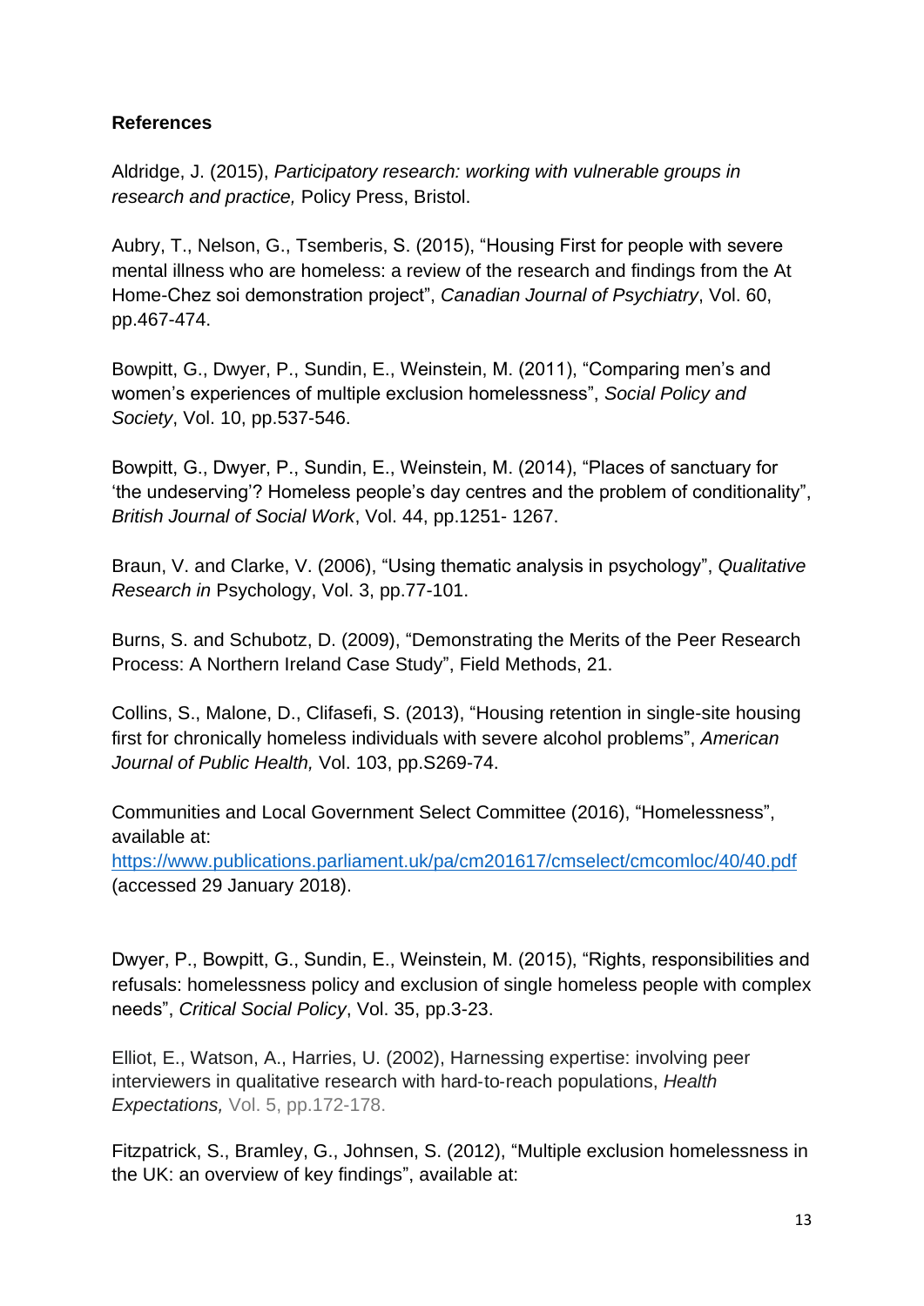**References**

Aldridge, J. (2015), *Participatory research: working with vulnerable groups in research and practice,* Policy Press, Bristol.

Aubry, T., Nelson, G., Tsemberis, S. (2015), "Housing First for people with severe mental illness who are homeless: a review of the research and findings from the At Home-Chez soi demonstration project", *Canadian Journal of Psychiatry*, Vol. 60, pp.467-474.

Bowpitt, G., Dwyer, P., Sundin, E., Weinstein, M. (2011), "Comparing men's and women's experiences of multiple exclusion homelessness", *Social Policy and Society*, Vol. 10, pp.537-546.

Bowpitt, G., Dwyer, P., Sundin, E., Weinstein, M. (2014), "Places of sanctuary for 'the undeserving'? Homeless people's day centres and the problem of conditionality", *British Journal of Social Work*, Vol. 44, pp.1251- 1267.

Braun, V. and Clarke, V. (2006), "Using thematic analysis in psychology", *Qualitative Research in* Psychology, Vol. 3, pp.77-101.

Burns, S. and Schubotz, D. (2009), "Demonstrating the Merits of the Peer Research Process: A Northern Ireland Case Study", Field Methods, 21.

Collins, S., Malone, D., Clifasefi, S. (2013), "Housing retention in single-site housing first for chronically homeless individuals with severe alcohol problems", *American Journal of Public Health,* Vol. 103, pp.S269-74.

Communities and Local Government Select Committee (2016), "Homelessness", available at: https://www.publications.parliament.uk/pa/cm201617/cmselect/cmcomloc/40/40.pdf (accessed 29 January 2018).

Dwyer, P., Bowpitt, G., Sundin, E., Weinstein, M. (2015), "Rights, responsibilities and refusals: homelessness policy and exclusion of single homeless people with complex needs", *Critical Social Policy*, Vol. 35, pp.3-23.

Elliot, E., Watson, A., Harries, U. (2002), Harnessing expertise: involving peer interviewers in qualitative research with hard-to-reach populations, *Health Expectations,* Vol. 5, pp.172-178.

Fitzpatrick, S., Bramley, G., Johnsen, S. (2012), "Multiple exclusion homelessness in the UK: an overview of key findings", available at: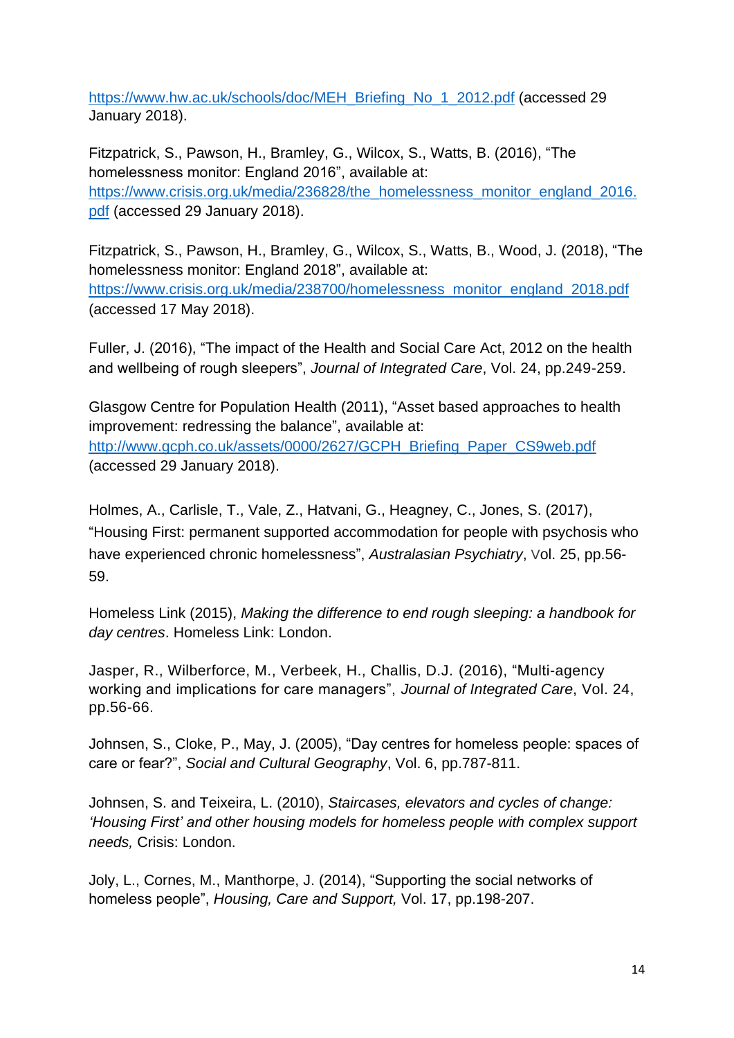https://www.hw.ac.uk/schools/doc/MEH_Briefing_No_1_2012.pdf (accessed 29 January 2018).

Fitzpatrick, S., Pawson, H., Bramley, G., Wilcox, S., Watts, B. (2016), "The homelessness monitor: England 2016", available at: https://www.crisis.org.uk/media/236828/the_homelessness_monitor_england_2016.pdf (accessed 29 January 2018).

Fitzpatrick, S., Pawson, H., Bramley, G., Wilcox, S., Watts, B., Wood, J. (2018), "The homelessness monitor: England 2018", available at: https://www.crisis.org.uk/media/238700/homelessness_monitor_england_2018.pdf (accessed 17 May 2018).

Fuller, J. (2016), "The impact of the Health and Social Care Act, 2012 on the health and wellbeing of rough sleepers", *Journal of Integrated Care*, Vol. 24, pp.249-259.

Glasgow Centre for Population Health (2011), "Asset based approaches to health improvement: redressing the balance", available at: http://www.gcph.co.uk/assets/0000/2627/GCPH_Briefing_Paper_CS9web.pdf (accessed 29 January 2018).

Holmes, A., Carlisle, T., Vale, Z., Hatvani, G., Heagney, C., Jones, S. (2017), "Housing First: permanent supported accommodation for people with psychosis who have experienced chronic homelessness", *Australasian Psychiatry*, Vol. 25, pp.56-59.

Homeless Link (2015), *Making the difference to end rough sleeping: a handbook for day centres*. Homeless Link: London.

Jasper, R., Wilberforce, M., Verbeek, H., Challis, D.J. (2016), "Multi-agency working and implications for care managers", *Journal of Integrated Care*, Vol. 24, pp.56-66.

Johnsen, S., Cloke, P., May, J. (2005), "Day centres for homeless people: spaces of care or fear?", *Social and Cultural Geography*, Vol. 6, pp.787-811.

Johnsen, S. and Teixeira, L. (2010), *Staircases, elevators and cycles of change: 'Housing First' and other housing models for homeless people with complex support needs,* Crisis: London.

Joly, L., Cornes, M., Manthorpe, J. (2014), "Supporting the social networks of homeless people", *Housing, Care and Support,* Vol. 17, pp.198-207.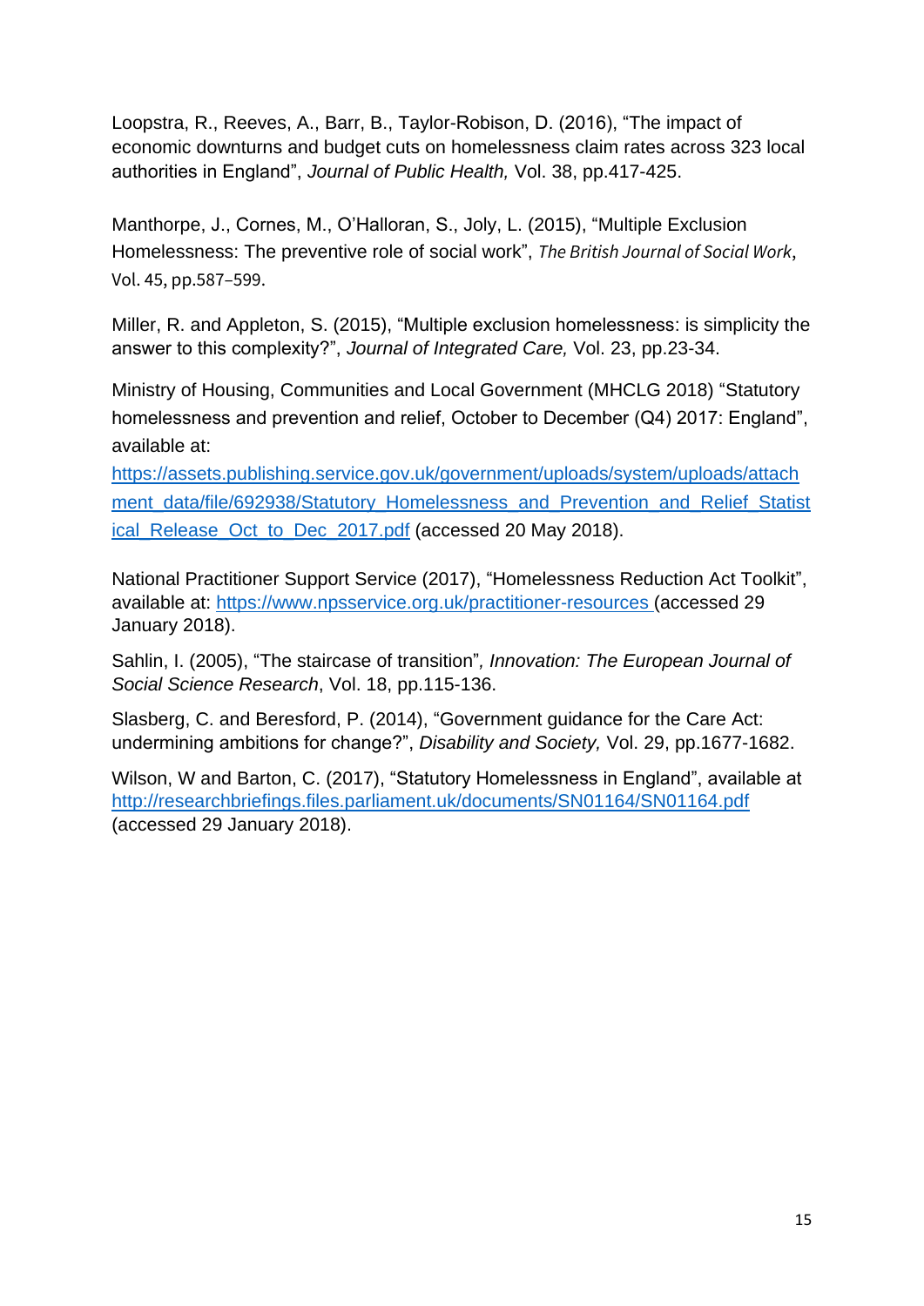Loopstra, R., Reeves, A., Barr, B., Taylor-Robison, D. (2016), "The impact of economic downturns and budget cuts on homelessness claim rates across 323 local authorities in England", *Journal of Public Health,* Vol. 38, pp.417-425.

Manthorpe, J., Cornes, M., O'Halloran, S., Joly, L. (2015), "Multiple Exclusion Homelessness: The preventive role of social work", *The British Journal of Social Work*, Vol. 45, pp.587–599.

Miller, R. and Appleton, S. (2015), "Multiple exclusion homelessness: is simplicity the answer to this complexity?", *Journal of Integrated Care,* Vol. 23, pp.23-34.

Ministry of Housing, Communities and Local Government (MHCLG 2018) "Statutory homelessness and prevention and relief, October to December (Q4) 2017: England", available at: [https://assets.publishing.service.gov.uk/government/uploads/system/uploads/attachment_data/file/692938/Statutory_Homelessness_and_Prevention_and_Relief_Statistical_Release_Oct_to_Dec_2017.pdf](https://assets.publishing.service.gov.uk/government/uploads/system/uploads/attachment_data/file/692938/Statutory_Homelessness_and_Prevention_and_Relief_Statistical_Release_Oct_to_Dec_2017.pdf) (accessed 20 May 2018).

National Practitioner Support Service (2017), "Homelessness Reduction Act Toolkit", available at: [https://www.npsservice.org.uk/practitioner-resources](https://www.npsservice.org.uk/practitioner-resources) (accessed 29 January 2018).

Sahlin, I. (2005), "The staircase of transition"*, Innovation: The European Journal of Social Science Research*, Vol. 18, pp.115-136.

Slasberg, C. and Beresford, P. (2014), "Government guidance for the Care Act: undermining ambitions for change?", *Disability and Society,* Vol. 29, pp.1677-1682.

Wilson, W and Barton, C. (2017), "Statutory Homelessness in England", available at [http://researchbriefings.files.parliament.uk/documents/SN01164/SN01164.pdf](http://researchbriefings.files.parliament.uk/documents/SN01164/SN01164.pdf) (accessed 29 January 2018).